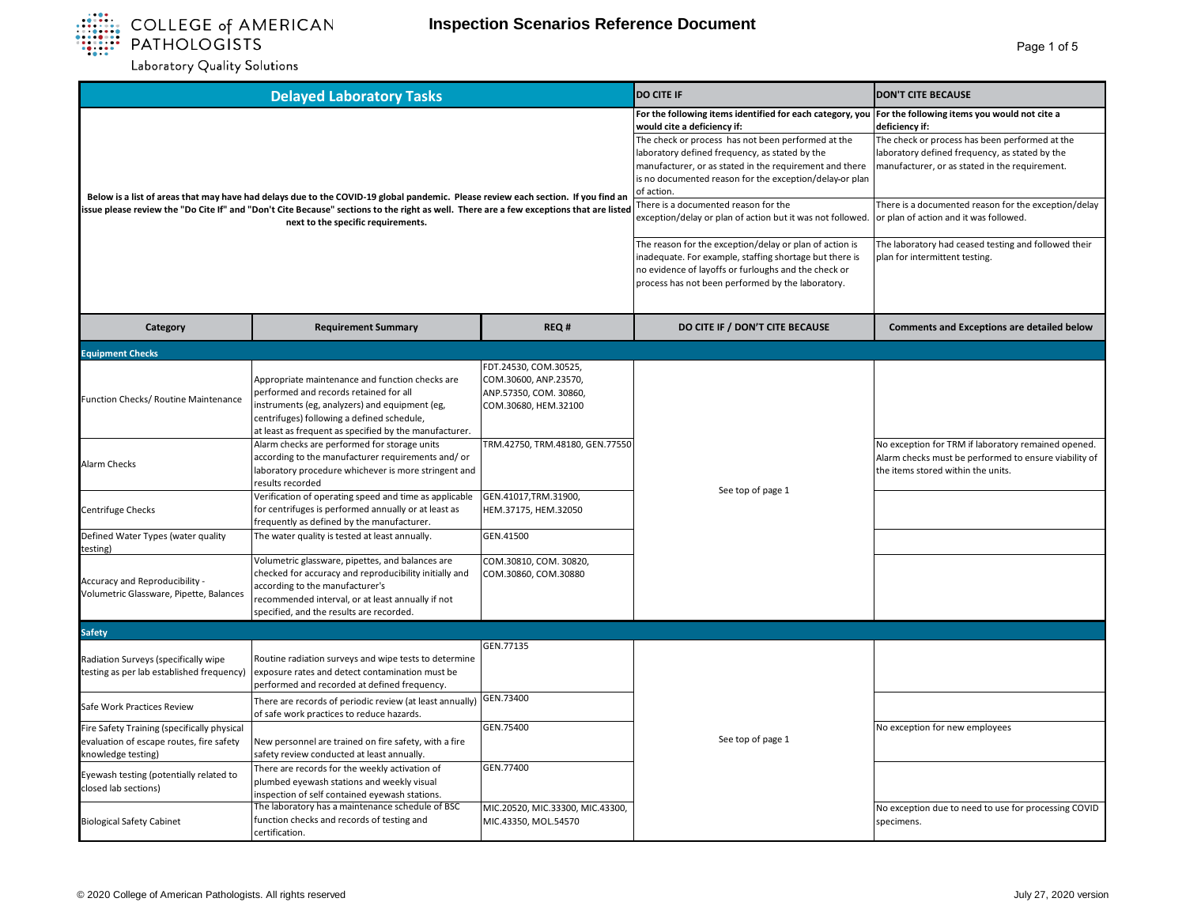# Inspection Scenarios Reference Document

## Delayed Laboratory Tasks

Below is a list of areas that may have had delays due to the COVID-19 global pandemic. Please review each section. If you find an issue please review the "Do Cite If" and "Don't Cite Because" sections to the right as well. There are a few exceptions that are listed next to the specific requirements.

| DO CITE IF | DON'T CITE BECAUSE |
|---|---|
| **For the following items identified for each category, you would cite a deficiency if:** | **For the following items you would not cite a deficiency if:** |
| The check or process has not been performed at the laboratory defined frequency, as stated by the manufacturer, or as stated in the requirement and there is no documented reason for the exception/delay-or plan of action. | The check or process has been performed at the laboratory defined frequency, as stated by the manufacturer, or as stated in the requirement. |
| There is a documented reason for the exception/delay or plan of action but it was not followed. | There is a documented reason for the exception/delay or plan of action and it was followed. |
| The reason for the exception/delay or plan of action is inadequate. For example, staffing shortage but there is no evidence of layoffs or furloughs and the check or process has not been performed by the laboratory. | The laboratory had ceased testing and followed their plan for intermittent testing. |

| Category | Requirement Summary | REQ # | DO CITE IF / DON'T CITE BECAUSE | Comments and Exceptions are detailed below |
|---|---|---|---|---|
| **Equipment Checks** | | | | |
| Function Checks/ Routine Maintenance | Appropriate maintenance and function checks are performed and records retained for all instruments (eg, analyzers) and equipment (eg, centrifuges) following a defined schedule, at least as frequent as specified by the manufacturer. | FDT.24530, COM.30525, COM.30600, ANP.23570, ANP.57350, COM. 30860, COM.30680, HEM.32100 | See top of page 1 | |
| Alarm Checks | Alarm checks are performed for storage units according to the manufacturer requirements and/ or laboratory procedure whichever is more stringent and results recorded | TRM.42750, TRM.48180, GEN.77550 | See top of page 1 | No exception for TRM if laboratory remained opened. Alarm checks must be performed to ensure viability of the items stored within the units. |
| Centrifuge Checks | Verification of operating speed and time as applicable for centrifuges is performed annually or at least as frequently as defined by the manufacturer. | GEN.41017,TRM.31900, HEM.37175, HEM.32050 | See top of page 1 | |
| Defined Water Types (water quality testing) | The water quality is tested at least annually. | GEN.41500 | See top of page 1 | |
| Accuracy and Reproducibility - Volumetric Glassware, Pipette, Balances | Volumetric glassware, pipettes, and balances are checked for accuracy and reproducibility initially and according to the manufacturer's recommended interval, or at least annually if not specified, and the results are recorded. | COM.30810, COM. 30820, COM.30860, COM.30880 | See top of page 1 | |
| **Safety** | | | | |
| Radiation Surveys (specifically wipe testing as per lab established frequency) | Routine radiation surveys and wipe tests to determine exposure rates and detect contamination must be performed and recorded at defined frequency. | GEN.77135 | See top of page 1 | |
| Safe Work Practices Review | There are records of periodic review (at least annually) of safe work practices to reduce hazards. | GEN.73400 | See top of page 1 | |
| Fire Safety Training (specifically physical evaluation of escape routes, fire safety knowledge testing) | New personnel are trained on fire safety, with a fire safety review conducted at least annually. | GEN.75400 | See top of page 1 | No exception for new employees |
| Eyewash testing (potentially related to closed lab sections) | There are records for the weekly activation of plumbed eyewash stations and weekly visual inspection of self contained eyewash stations. | GEN.77400 | See top of page 1 | |
| Biological Safety Cabinet | The laboratory has a maintenance schedule of BSC function checks and records of testing and certification. | MIC.20520, MIC.33300, MIC.43300, MIC.43350, MOL.54570 | See top of page 1 | No exception due to need to use for processing COVID specimens. |

© 2020 College of American Pathologists. All rights reserved

July 27, 2020 version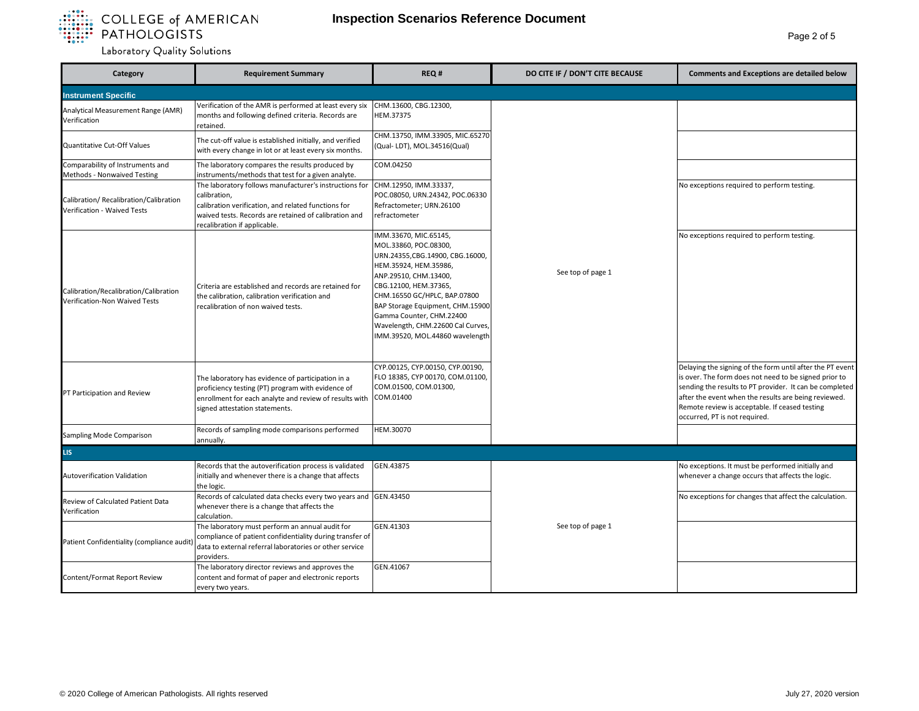| Category | Requirement Summary | REQ # | DO CITE IF / DON'T CITE BECAUSE | Comments and Exceptions are detailed below |
|---|---|---|---|---|
| **Instrument Specific** | | | | |
| Analytical Measurement Range (AMR) Verification | Verification of the AMR is performed at least every six months and following defined criteria. Records are retained. | CHM.13600, CBG.12300, HEM.37375 | See top of page 1 | |
| Quantitative Cut-Off Values | The cut-off value is established initially, and verified with every change in lot or at least every six months. | CHM.13750, IMM.33905, MIC.65270 (Qual- LDT), MOL.34516(Qual) | See top of page 1 | |
| Comparability of Instruments and Methods - Nonwaived Testing | The laboratory compares the results produced by instruments/methods that test for a given analyte. | COM.04250 | See top of page 1 | |
| Calibration/ Recalibration/Calibration Verification - Waived Tests | The laboratory follows manufacturer's instructions for calibration, calibration verification, and related functions for waived tests. Records are retained of calibration and recalibration if applicable. | CHM.12950, IMM.33337, POC.08050, URN.24342, POC.06330 Refractometer; URN.26100 refractometer | See top of page 1 | No exceptions required to perform testing. |
| Calibration/Recalibration/Calibration Verification-Non Waived Tests | Criteria are established and records are retained for the calibration, calibration verification and recalibration of non waived tests. | IMM.33670, MIC.65145, MOL.33860, POC.08300, URN.24355,CBG.14900, CBG.16000, HEM.35924, HEM.35986, ANP.29510, CHM.13400, CBG.12100, HEM.37365, CHM.16550 GC/HPLC, BAP.07800 BAP Storage Equipment, CHM.15900 Gamma Counter, CHM.22400 Wavelength, CHM.22600 Cal Curves, IMM.39520, MOL.44860 wavelength | See top of page 1 | No exceptions required to perform testing. |
| PT Participation and Review | The laboratory has evidence of participation in a proficiency testing (PT) program with evidence of enrollment for each analyte and review of results with signed attestation statements. | CYP.00125, CYP.00150, CYP.00190, FLO 18385, CYP 00170, COM.01100, COM.01500, COM.01300, COM.01400 | See top of page 1 | Delaying the signing of the form until after the PT event is over. The form does not need to be signed prior to sending the results to PT provider. It can be completed after the event when the results are being reviewed. Remote review is acceptable. If ceased testing occurred, PT is not required. |
| Sampling Mode Comparison | Records of sampling mode comparisons performed annually. | HEM.30070 | See top of page 1 | |
| **LIS** | | | | |
| Autoverification Validation | Records that the autoverification process is validated initially and whenever there is a change that affects the logic. | GEN.43875 | See top of page 1 | No exceptions. It must be performed initially and whenever a change occurs that affects the logic. |
| Review of Calculated Patient Data Verification | Records of calculated data checks every two years and whenever there is a change that affects the calculation. | GEN.43450 | See top of page 1 | No exceptions for changes that affect the calculation. |
| Patient Confidentiality (compliance audit) | The laboratory must perform an annual audit for compliance of patient confidentiality during transfer of data to external referral laboratories or other service providers. | GEN.41303 | See top of page 1 | |
| Content/Format Report Review | The laboratory director reviews and approves the content and format of paper and electronic reports every two years. | GEN.41067 | See top of page 1 | |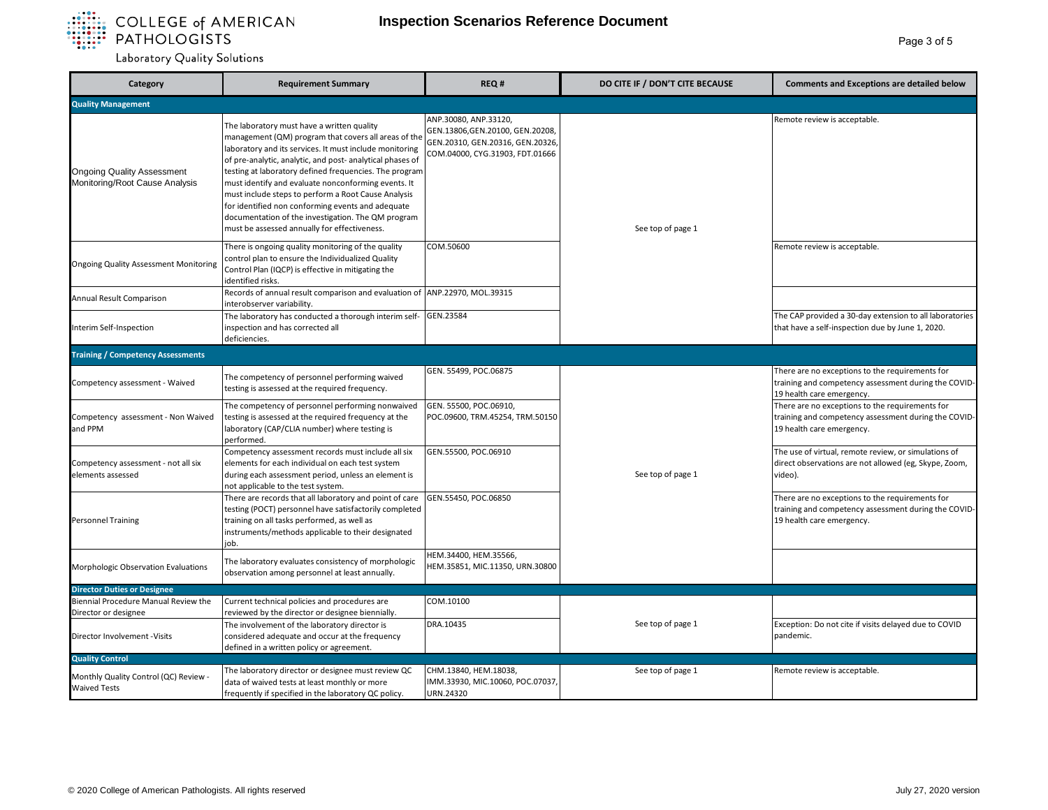# Inspection Scenarios Reference Document

| Category | Requirement Summary | REQ # | DO CITE IF / DON'T CITE BECAUSE | Comments and Exceptions are detailed below |
|---|---|---|---|---|
| **Quality Management** | | | | |
| Ongoing Quality Assessment Monitoring/Root Cause Analysis | The laboratory must have a written quality management (QM) program that covers all areas of the laboratory and its services. It must include monitoring of pre-analytic, analytic, and post- analytical phases of testing at laboratory defined frequencies. The program must identify and evaluate nonconforming events. It must include steps to perform a Root Cause Analysis for identified non conforming events and adequate documentation of the investigation. The QM program must be assessed annually for effectiveness. | ANP.30080, ANP.33120, GEN.13806,GEN.20100, GEN.20208, GEN.20310, GEN.20316, GEN.20326, COM.04000, CYG.31903, FDT.01666 | See top of page 1 | Remote review is acceptable. |
| Ongoing Quality Assessment Monitoring | There is ongoing quality monitoring of the quality control plan to ensure the Individualized Quality Control Plan (IQCP) is effective in mitigating the identified risks. | COM.50600 | | Remote review is acceptable. |
| Annual Result Comparison | Records of annual result comparison and evaluation of interobserver variability. | ANP.22970, MOL.39315 | | |
| Interim Self-Inspection | The laboratory has conducted a thorough interim self-inspection and has corrected all deficiencies. | GEN.23584 | | The CAP provided a 30-day extension to all laboratories that have a self-inspection due by June 1, 2020. |
| **Training / Competency Assessments** | | | | |
| Competency assessment - Waived | The competency of personnel performing waived testing is assessed at the required frequency. | GEN. 55499, POC.06875 | See top of page 1 | There are no exceptions to the requirements for training and competency assessment during the COVID-19 health care emergency. |
| Competency assessment - Non Waived and PPM | The competency of personnel performing nonwaived testing is assessed at the required frequency at the laboratory (CAP/CLIA number) where testing is performed. | GEN. 55500, POC.06910, POC.09600, TRM.45254, TRM.50150 | | There are no exceptions to the requirements for training and competency assessment during the COVID-19 health care emergency. |
| Competency assessment - not all six elements assessed | Competency assessment records must include all six elements for each individual on each test system during each assessment period, unless an element is not applicable to the test system. | GEN.55500, POC.06910 | | The use of virtual, remote review, or simulations of direct observations are not allowed (eg, Skype, Zoom, video). |
| Personnel Training | There are records that all laboratory and point of care testing (POCT) personnel have satisfactorily completed training on all tasks performed, as well as instruments/methods applicable to their designated job. | GEN.55450, POC.06850 | | There are no exceptions to the requirements for training and competency assessment during the COVID-19 health care emergency. |
| Morphologic Observation Evaluations | The laboratory evaluates consistency of morphologic observation among personnel at least annually. | HEM.34400, HEM.35566, HEM.35851, MIC.11350, URN.30800 | | |
| **Director Duties or Designee** | | | | |
| Biennial Procedure Manual Review the Director or designee | Current technical policies and procedures are reviewed by the director or designee biennially. | COM.10100 | See top of page 1 | |
| Director Involvement -Visits | The involvement of the laboratory director is considered adequate and occur at the frequency defined in a written policy or agreement. | DRA.10435 | | Exception: Do not cite if visits delayed due to COVID pandemic. |
| **Quality Control** | | | | |
| Monthly Quality Control (QC) Review - Waived Tests | The laboratory director or designee must review QC data of waived tests at least monthly or more frequently if specified in the laboratory QC policy. | CHM.13840, HEM.18038, IMM.33930, MIC.10060, POC.07037, URN.24320 | See top of page 1 | Remote review is acceptable. |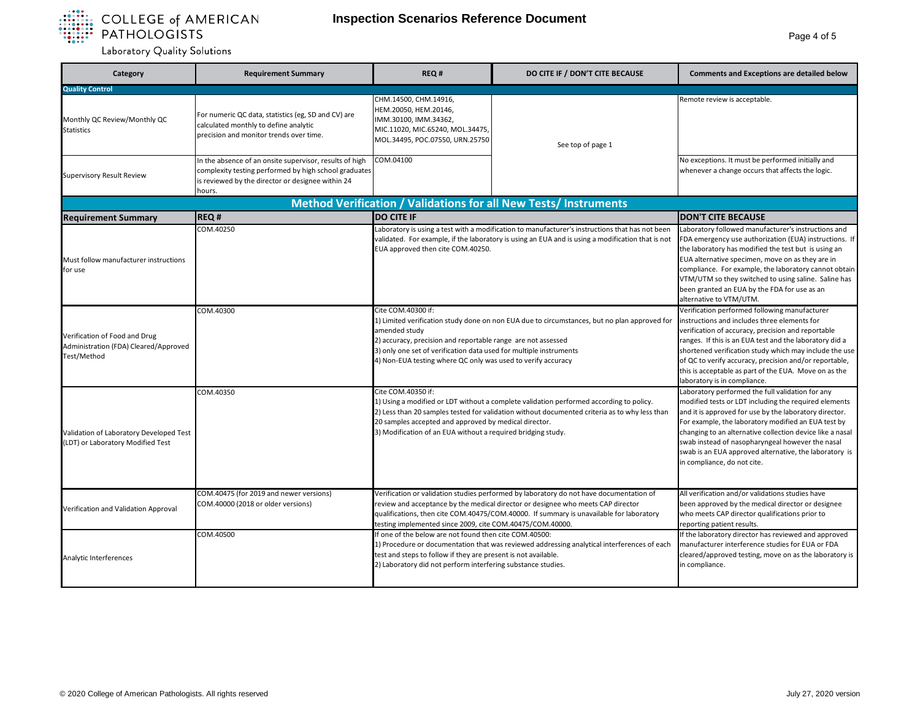| Category | Requirement Summary | REQ # | DO CITE IF / DON'T CITE BECAUSE | Comments and Exceptions are detailed below |
|---|---|---|---|---|
| **Quality Control** | | | | |
| Monthly QC Review/Monthly QC Statistics | For numeric QC data, statistics (eg, SD and CV) are calculated monthly to define analytic precision and monitor trends over time. | CHM.14500, CHM.14916, HEM.20050, HEM.20146, IMM.30100, IMM.34362, MIC.11020, MIC.65240, MOL.34475, MOL.34495, POC.07550, URN.25750 | See top of page 1 | Remote review is acceptable. |
| Supervisory Result Review | In the absence of an onsite supervisor, results of high complexity testing performed by high school graduates is reviewed by the director or designee within 24 hours. | COM.04100 | | No exceptions. It must be performed initially and whenever a change occurs that affects the logic. |

## Method Verification / Validations for all New Tests/ Instruments

| Requirement Summary | REQ # | DO CITE IF | DON'T CITE BECAUSE |
|---|---|---|---|
| Must follow manufacturer instructions for use | COM.40250 | Laboratory is using a test with a modification to manufacturer's instructions that has not been validated. For example, if the laboratory is using an EUA and is using a modification that is not EUA approved then cite COM.40250. | Laboratory followed manufacturer's instructions and FDA emergency use authorization (EUA) instructions. If the laboratory has modified the test but is using an EUA alternative specimen, move on as they are in compliance. For example, the laboratory cannot obtain VTM/UTM so they switched to using saline. Saline has been granted an EUA by the FDA for use as an alternative to VTM/UTM. |
| Verification of Food and Drug Administration (FDA) Cleared/Approved Test/Method | COM.40300 | Cite COM.40300 if:<br>1) Limited verification study done on non EUA due to circumstances, but no plan approved for amended study<br>2) accuracy, precision and reportable range are not assessed<br>3) only one set of verification data used for multiple instruments<br>4) Non-EUA testing where QC only was used to verify accuracy | Verification performed following manufacturer instructions and includes three elements for verification of accuracy, precision and reportable ranges. If this is an EUA test and the laboratory did a shortened verification study which may include the use of QC to verify accuracy, precision and/or reportable, this is acceptable as part of the EUA. Move on as the laboratory is in compliance. |
| Validation of Laboratory Developed Test (LDT) or Laboratory Modified Test | COM.40350 | Cite COM.40350 if:<br>1) Using a modified or LDT without a complete validation performed according to policy.<br>2) Less than 20 samples tested for validation without documented criteria as to why less than 20 samples accepted and approved by medical director.<br>3) Modification of an EUA without a required bridging study. | Laboratory performed the full validation for any modified tests or LDT including the required elements and it is approved for use by the laboratory director. For example, the laboratory modified an EUA test by changing to an alternative collection device like a nasal swab instead of nasopharyngeal however the nasal swab is an EUA approved alternative, the laboratory is in compliance, do not cite. |
| Verification and Validation Approval | COM.40475 (for 2019 and newer versions)<br>COM.40000 (2018 or older versions) | Verification or validation studies performed by laboratory do not have documentation of review and acceptance by the medical director or designee who meets CAP director qualifications, then cite COM.40475/COM.40000. If summary is unavailable for laboratory testing implemented since 2009, cite COM.40475/COM.40000. | All verification and/or validations studies have been approved by the medical director or designee who meets CAP director qualifications prior to reporting patient results. |
| Analytic Interferences | COM.40500 | If one of the below are not found then cite COM.40500:<br>1) Procedure or documentation that was reviewed addressing analytical interferences of each test and steps to follow if they are present is not available.<br>2) Laboratory did not perform interfering substance studies. | If the laboratory director has reviewed and approved manufacturer interference studies for EUA or FDA cleared/approved testing, move on as the laboratory is in compliance. |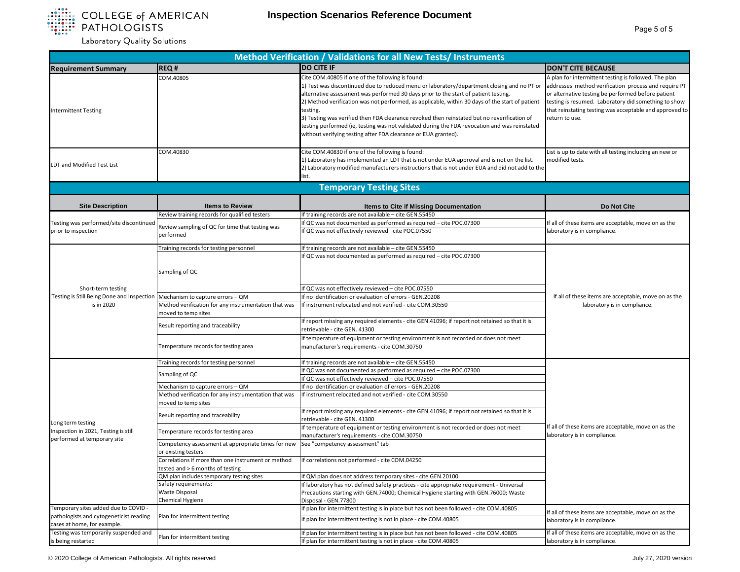## Method Verification / Validations for all New Tests/ Instruments

| Requirement Summary | REQ # | DO CITE IF | DON'T CITE BECAUSE |
|---|---|---|---|
| Intermittent Testing | COM.40805 | Cite COM.40805 if one of the following is found:<br>1) Test was discontinued due to reduced menu or laboratory/department closing and no PT or alternative assessment was performed 30 days prior to the start of patient testing.<br>2) Method verification was not performed, as applicable, within 30 days of the start of patient testing.<br>3) Testing was verified then FDA clearance revoked then reinstated but no reverification of testing performed (ie, testing was not validated during the FDA revocation and was reinstated without verifying testing after FDA clearance or EUA granted). | A plan for intermittent testing is followed. The plan addresses method verification process and require PT or alternative testing be performed before patient testing is resumed. Laboratory did something to show that reinstating testing was acceptable and approved to return to use. |
| LDT and Modified Test List | COM.40830 | Cite COM.40830 if one of the following is found:<br>1) Laboratory has implemented an LDT that is not under EUA approval and is not on the list.<br>2) Laboratory modified manufacturers instructions that is not under EUA and did not add to the list. | List is up to date with all testing including an new or modified tests. |

## Temporary Testing Sites

| Site Description | Items to Review | Items to Cite if Missing Documentation | Do Not Cite |
|---|---|---|---|
| Testing was performed/site discontinued prior to inspection | Review training records for qualified testers | If training records are not available – cite GEN.55450 | If all of these items are acceptable, move on as the laboratory is in compliance. |
| | Review sampling of QC for time that testing was performed | If QC was not documented as performed as required – cite POC.07300<br>If QC was not effectively reviewed –cite POC.07550 | |
| Short-term testing<br>Testing is Still Being Done and Inspection is in 2020 | Training records for testing personnel | If training records are not available – cite GEN.55450 | If all of these items are acceptable, move on as the laboratory is in compliance. |
| | Sampling of QC | If QC was not documented as performed as required – cite POC.07300<br>If QC was not effectively reviewed – cite POC.07550 | |
| | Mechanism to capture errors – QM | If no identification or evaluation of errors - GEN.20208 | |
| | Method verification for any instrumentation that was moved to temp sites | If instrument relocated and not verified - cite COM.30550 | |
| | Result reporting and traceability | If report missing any required elements - cite GEN.41096; if report not retained so that it is retrievable - cite GEN. 41300 | |
| | Temperature records for testing area | If temperature of equipment or testing environment is not recorded or does not meet manufacturer's requirements - cite COM.30750 | |
| Long term testing<br>Inspection in 2021, Testing is still performed at temporary site | Training records for testing personnel | If training records are not available – cite GEN.55450 | If all of these items are acceptable, move on as the laboratory is in compliance. |
| | Sampling of QC | If QC was not documented as performed as required – cite POC.07300<br>If QC was not effectively reviewed – cite POC.07550 | |
| | Mechanism to capture errors – QM | If no identification or evaluation of errors - GEN.20208 | |
| | Method verification for any instrumentation that was moved to temp sites | If instrument relocated and not verified - cite COM.30550 | |
| | Result reporting and traceability | If report missing any required elements - cite GEN.41096; if report not retained so that it is retrievable - cite GEN. 41300 | |
| | Temperature records for testing area | If temperature of equipment or testing environment is not recorded or does not meet manufacturer's requirements - cite COM.30750 | |
| | Competency assessment at appropriate times for new or existing testers | See "competency assessment" tab | |
| | Correlations if more than one instrument or method tested and > 6 months of testing | If correlations not performed - cite COM.04250 | |
| | QM plan includes temporary testing sites | If QM plan does not address temporary sites - cite GEN.20100 | |
| | Safety requirements:<br>Waste Disposal<br>Chemical Hygiene | If laboratory has not defined Safety practices - cite appropriate requirement - Universal Precautions starting with GEN.74000; Chemical Hygiene starting with GEN.76000; Waste Disposal - GEN.77800 | |
| Temporary sites added due to COVID - pathologists and cytogeneticist reading cases at home, for example. | Plan for intermittent testing | If plan for intermittent testing is in place but has not been followed - cite COM.40805<br>If plan for intermittent testing is not in place - cite COM.40805 | If all of these items are acceptable, move on as the laboratory is in compliance. |
| Testing was temporarily suspended and is being restarted | Plan for intermittent testing | If plan for intermittent testing is in place but has not been followed - cite COM.40805<br>If plan for intermittent testing is not in place - cite COM.40805 | If all of these items are acceptable, move on as the laboratory is in compliance. |

© 2020 College of American Pathologists. All rights reserved

July 27, 2020 version